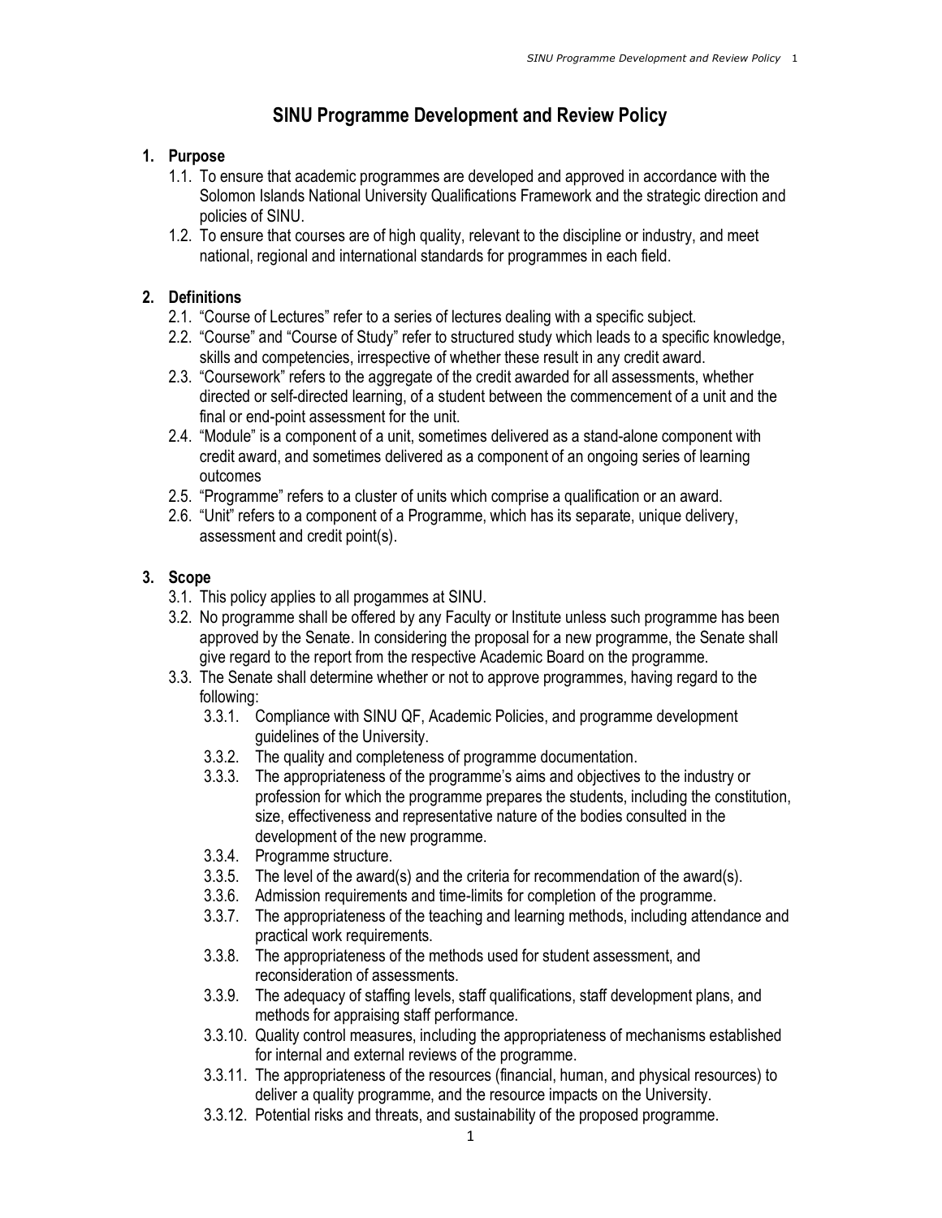# SINU Programme Development and Review Policy

## 1. Purpose

1.1. To ensure that academic programmes are developed and approved in accordance with the Solomon Islands National University Qualifications Framework and the strategic direction and policies of SINU.

1.2. To ensure that courses are of high quality, relevant to the discipline or industry, and meet national, regional and international standards for programmes in each field.

## 2. Definitions

2.1. "Course of Lectures" refer to a series of lectures dealing with a specific subject.

2.2. "Course" and "Course of Study" refer to structured study which leads to a specific knowledge, skills and competencies, irrespective of whether these result in any credit award.

2.3. "Coursework" refers to the aggregate of the credit awarded for all assessments, whether directed or self-directed learning, of a student between the commencement of a unit and the final or end-point assessment for the unit.

2.4. "Module" is a component of a unit, sometimes delivered as a stand-alone component with credit award, and sometimes delivered as a component of an ongoing series of learning outcomes

2.5. "Programme" refers to a cluster of units which comprise a qualification or an award.

2.6. "Unit" refers to a component of a Programme, which has its separate, unique delivery, assessment and credit point(s).

## 3. Scope

3.1. This policy applies to all progammes at SINU.

3.2. No programme shall be offered by any Faculty or Institute unless such programme has been approved by the Senate. In considering the proposal for a new programme, the Senate shall give regard to the report from the respective Academic Board on the programme.

3.3. The Senate shall determine whether or not to approve programmes, having regard to the following:

- 3.3.1. Compliance with SINU QF, Academic Policies, and programme development guidelines of the University.
- 3.3.2. The quality and completeness of programme documentation.
- 3.3.3. The appropriateness of the programme's aims and objectives to the industry or profession for which the programme prepares the students, including the constitution, size, effectiveness and representative nature of the bodies consulted in the development of the new programme.
- 3.3.4. Programme structure.
- 3.3.5. The level of the award(s) and the criteria for recommendation of the award(s).
- 3.3.6. Admission requirements and time-limits for completion of the programme.
- 3.3.7. The appropriateness of the teaching and learning methods, including attendance and practical work requirements.
- 3.3.8. The appropriateness of the methods used for student assessment, and reconsideration of assessments.
- 3.3.9. The adequacy of staffing levels, staff qualifications, staff development plans, and methods for appraising staff performance.
- 3.3.10. Quality control measures, including the appropriateness of mechanisms established for internal and external reviews of the programme.
- 3.3.11. The appropriateness of the resources (financial, human, and physical resources) to deliver a quality programme, and the resource impacts on the University.
- 3.3.12. Potential risks and threats, and sustainability of the proposed programme.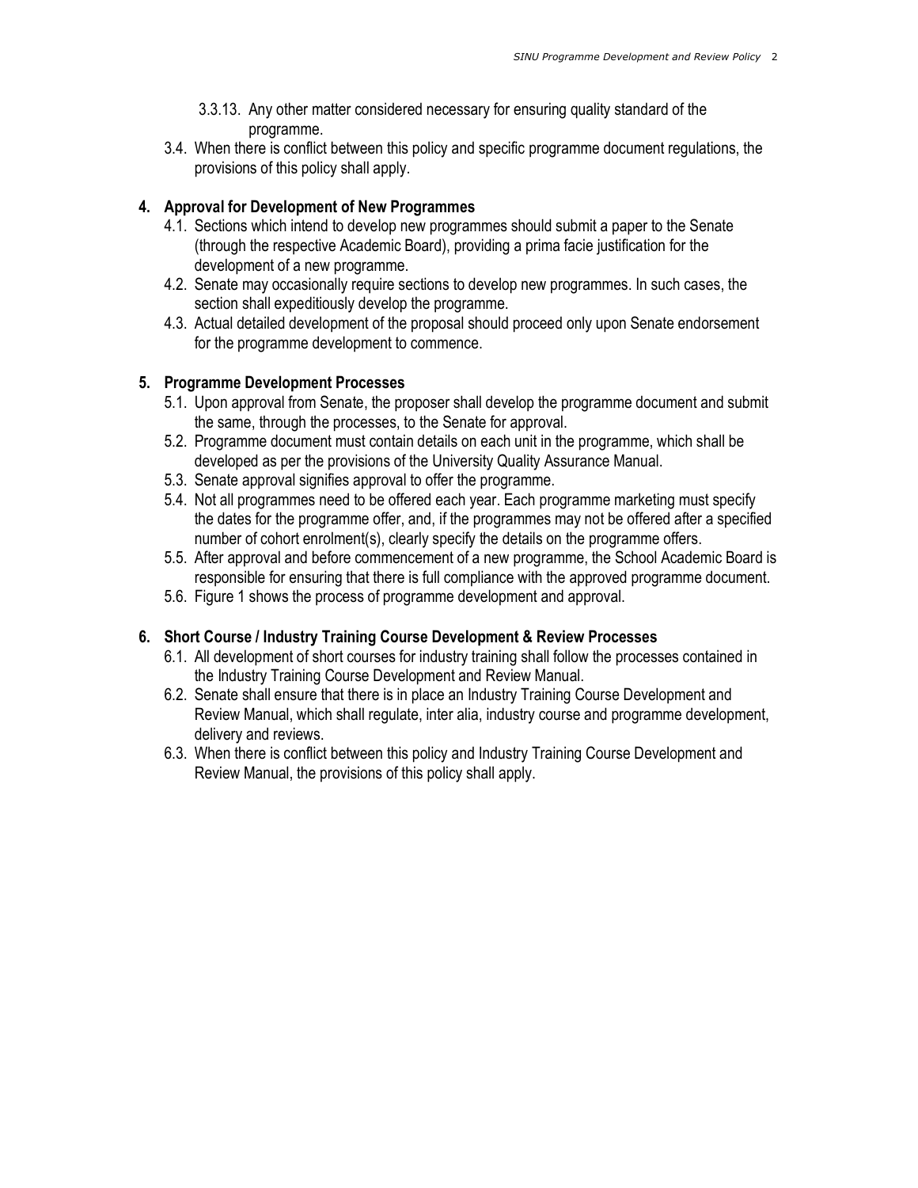3.3.13. Any other matter considered necessary for ensuring quality standard of the programme.

3.4. When there is conflict between this policy and specific programme document regulations, the provisions of this policy shall apply.

## 4. Approval for Development of New Programmes

4.1. Sections which intend to develop new programmes should submit a paper to the Senate (through the respective Academic Board), providing a prima facie justification for the development of a new programme.

4.2. Senate may occasionally require sections to develop new programmes. In such cases, the section shall expeditiously develop the programme.

4.3. Actual detailed development of the proposal should proceed only upon Senate endorsement for the programme development to commence.

## 5. Programme Development Processes

5.1. Upon approval from Senate, the proposer shall develop the programme document and submit the same, through the processes, to the Senate for approval.

5.2. Programme document must contain details on each unit in the programme, which shall be developed as per the provisions of the University Quality Assurance Manual.

5.3. Senate approval signifies approval to offer the programme.

5.4. Not all programmes need to be offered each year. Each programme marketing must specify the dates for the programme offer, and, if the programmes may not be offered after a specified number of cohort enrolment(s), clearly specify the details on the programme offers.

5.5. After approval and before commencement of a new programme, the School Academic Board is responsible for ensuring that there is full compliance with the approved programme document.

5.6. Figure 1 shows the process of programme development and approval.

## 6. Short Course / Industry Training Course Development & Review Processes

6.1. All development of short courses for industry training shall follow the processes contained in the Industry Training Course Development and Review Manual.

6.2. Senate shall ensure that there is in place an Industry Training Course Development and Review Manual, which shall regulate, inter alia, industry course and programme development, delivery and reviews.

6.3. When there is conflict between this policy and Industry Training Course Development and Review Manual, the provisions of this policy shall apply.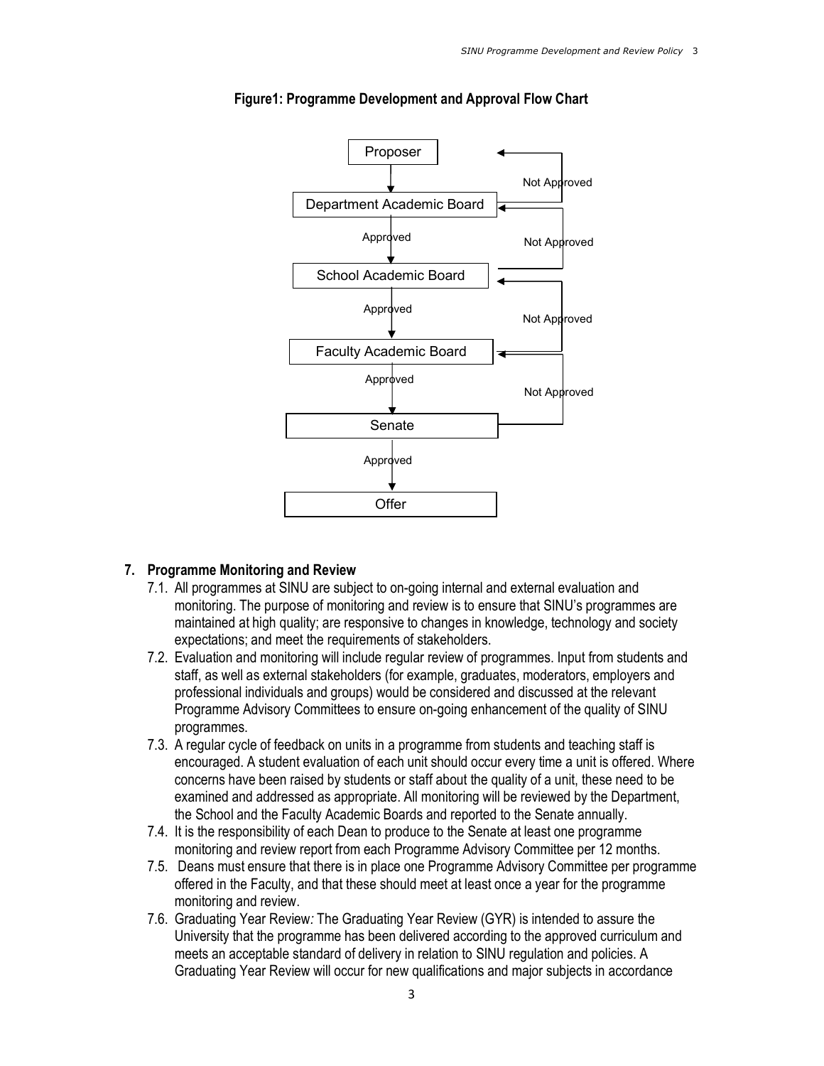**Figure1: Programme Development and Approval Flow Chart**

Proposer

Department Academic Board

Approved

School Academic Board

Approved

Faculty Academic Board

Approved

Senate

Approved

Offer

Not Approved

Not Approved

Not Approved

Not Approved

## 7. Programme Monitoring and Review

7.1. All programmes at SINU are subject to on-going internal and external evaluation and monitoring. The purpose of monitoring and review is to ensure that SINU's programmes are maintained at high quality; are responsive to changes in knowledge, technology and society expectations; and meet the requirements of stakeholders.

7.2. Evaluation and monitoring will include regular review of programmes. Input from students and staff, as well as external stakeholders (for example, graduates, moderators, employers and professional individuals and groups) would be considered and discussed at the relevant Programme Advisory Committees to ensure on-going enhancement of the quality of SINU programmes.

7.3. A regular cycle of feedback on units in a programme from students and teaching staff is encouraged. A student evaluation of each unit should occur every time a unit is offered. Where concerns have been raised by students or staff about the quality of a unit, these need to be examined and addressed as appropriate. All monitoring will be reviewed by the Department, the School and the Faculty Academic Boards and reported to the Senate annually.

7.4. It is the responsibility of each Dean to produce to the Senate at least one programme monitoring and review report from each Programme Advisory Committee per 12 months.

7.5. Deans must ensure that there is in place one Programme Advisory Committee per programme offered in the Faculty, and that these should meet at least once a year for the programme monitoring and review.

7.6. Graduating Year Review*:* The Graduating Year Review (GYR) is intended to assure the University that the programme has been delivered according to the approved curriculum and meets an acceptable standard of delivery in relation to SINU regulation and policies. A Graduating Year Review will occur for new qualifications and major subjects in accordance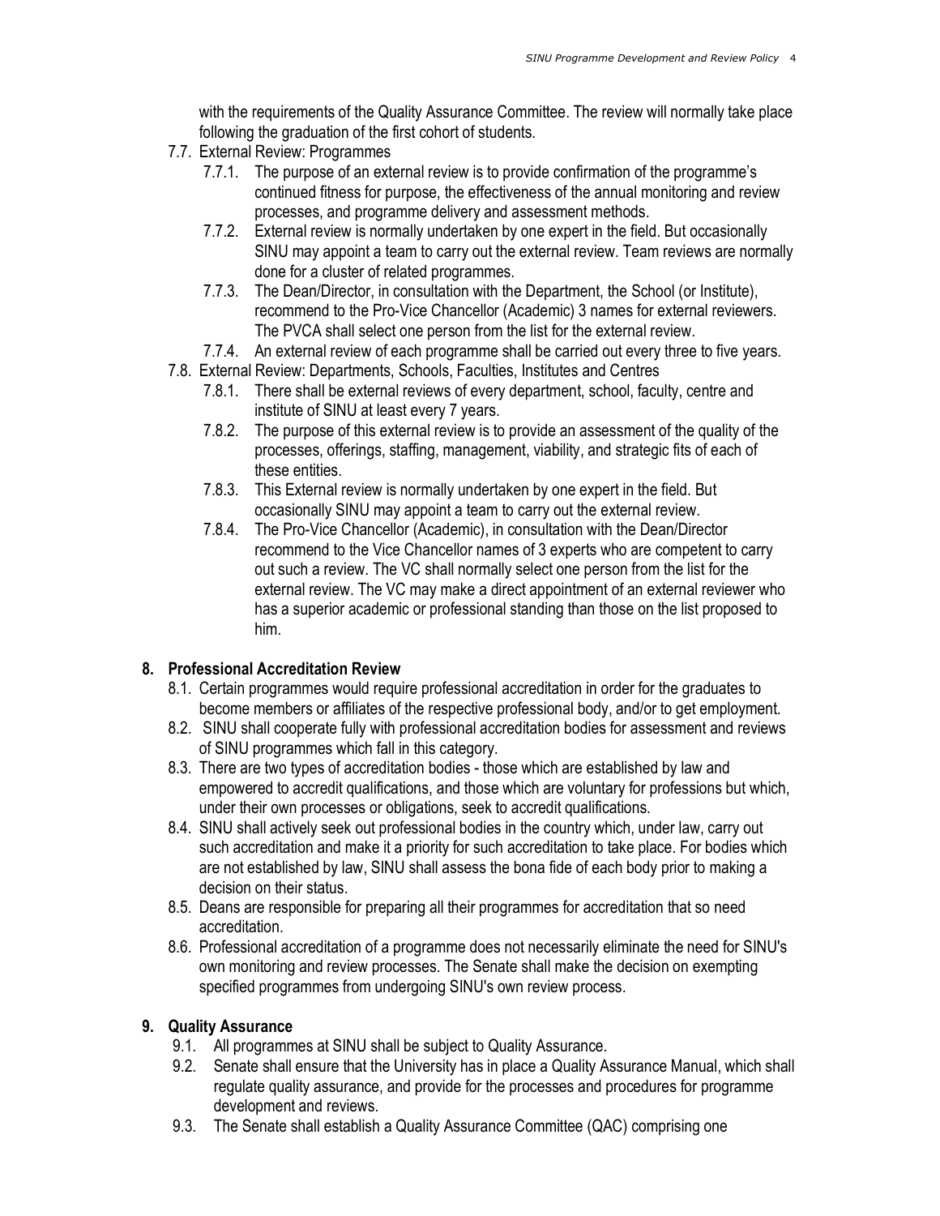with the requirements of the Quality Assurance Committee. The review will normally take place following the graduation of the first cohort of students.

- 7.7. External Review: Programmes
  - 7.7.1. The purpose of an external review is to provide confirmation of the programme's continued fitness for purpose, the effectiveness of the annual monitoring and review processes, and programme delivery and assessment methods.
  - 7.7.2. External review is normally undertaken by one expert in the field. But occasionally SINU may appoint a team to carry out the external review. Team reviews are normally done for a cluster of related programmes.
  - 7.7.3. The Dean/Director, in consultation with the Department, the School (or Institute), recommend to the Pro-Vice Chancellor (Academic) 3 names for external reviewers. The PVCA shall select one person from the list for the external review.
  - 7.7.4. An external review of each programme shall be carried out every three to five years.
- 7.8. External Review: Departments, Schools, Faculties, Institutes and Centres
  - 7.8.1. There shall be external reviews of every department, school, faculty, centre and institute of SINU at least every 7 years.
  - 7.8.2. The purpose of this external review is to provide an assessment of the quality of the processes, offerings, staffing, management, viability, and strategic fits of each of these entities.
  - 7.8.3. This External review is normally undertaken by one expert in the field. But occasionally SINU may appoint a team to carry out the external review.
  - 7.8.4. The Pro-Vice Chancellor (Academic), in consultation with the Dean/Director recommend to the Vice Chancellor names of 3 experts who are competent to carry out such a review. The VC shall normally select one person from the list for the external review. The VC may make a direct appointment of an external reviewer who has a superior academic or professional standing than those on the list proposed to him.

## 8. Professional Accreditation Review

- 8.1. Certain programmes would require professional accreditation in order for the graduates to become members or affiliates of the respective professional body, and/or to get employment.
- 8.2. SINU shall cooperate fully with professional accreditation bodies for assessment and reviews of SINU programmes which fall in this category.
- 8.3. There are two types of accreditation bodies - those which are established by law and empowered to accredit qualifications, and those which are voluntary for professions but which, under their own processes or obligations, seek to accredit qualifications.
- 8.4. SINU shall actively seek out professional bodies in the country which, under law, carry out such accreditation and make it a priority for such accreditation to take place. For bodies which are not established by law, SINU shall assess the bona fide of each body prior to making a decision on their status.
- 8.5. Deans are responsible for preparing all their programmes for accreditation that so need accreditation.
- 8.6. Professional accreditation of a programme does not necessarily eliminate the need for SINU's own monitoring and review processes. The Senate shall make the decision on exempting specified programmes from undergoing SINU's own review process.

## 9. Quality Assurance

- 9.1. All programmes at SINU shall be subject to Quality Assurance.
- 9.2. Senate shall ensure that the University has in place a Quality Assurance Manual, which shall regulate quality assurance, and provide for the processes and procedures for programme development and reviews.
- 9.3. The Senate shall establish a Quality Assurance Committee (QAC) comprising one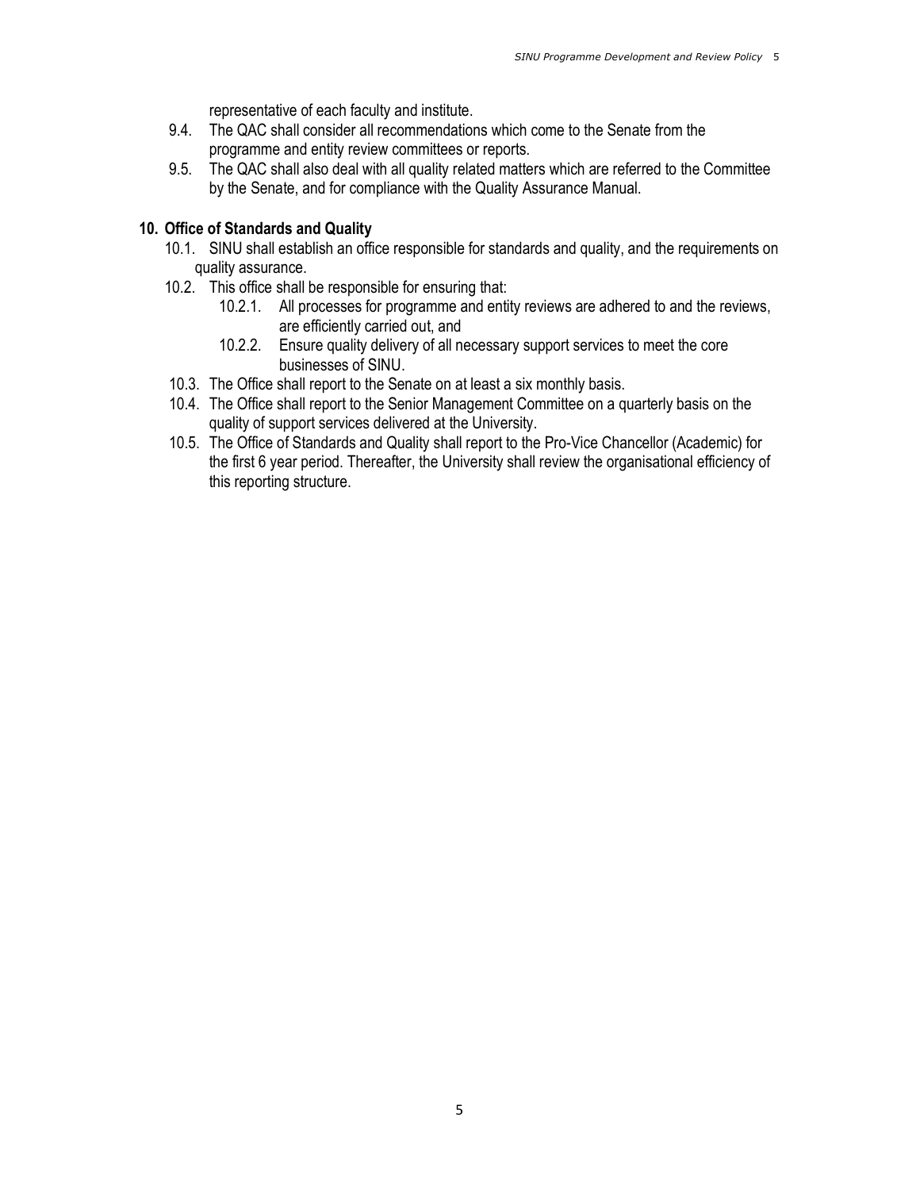representative of each faculty and institute.

9.4. The QAC shall consider all recommendations which come to the Senate from the programme and entity review committees or reports.

9.5. The QAC shall also deal with all quality related matters which are referred to the Committee by the Senate, and for compliance with the Quality Assurance Manual.

## 10. Office of Standards and Quality

10.1. SINU shall establish an office responsible for standards and quality, and the requirements on quality assurance.

10.2. This office shall be responsible for ensuring that:

- 10.2.1. All processes for programme and entity reviews are adhered to and the reviews, are efficiently carried out, and
- 10.2.2. Ensure quality delivery of all necessary support services to meet the core businesses of SINU.

10.3. The Office shall report to the Senate on at least a six monthly basis.

10.4. The Office shall report to the Senior Management Committee on a quarterly basis on the quality of support services delivered at the University.

10.5. The Office of Standards and Quality shall report to the Pro-Vice Chancellor (Academic) for the first 6 year period. Thereafter, the University shall review the organisational efficiency of this reporting structure.